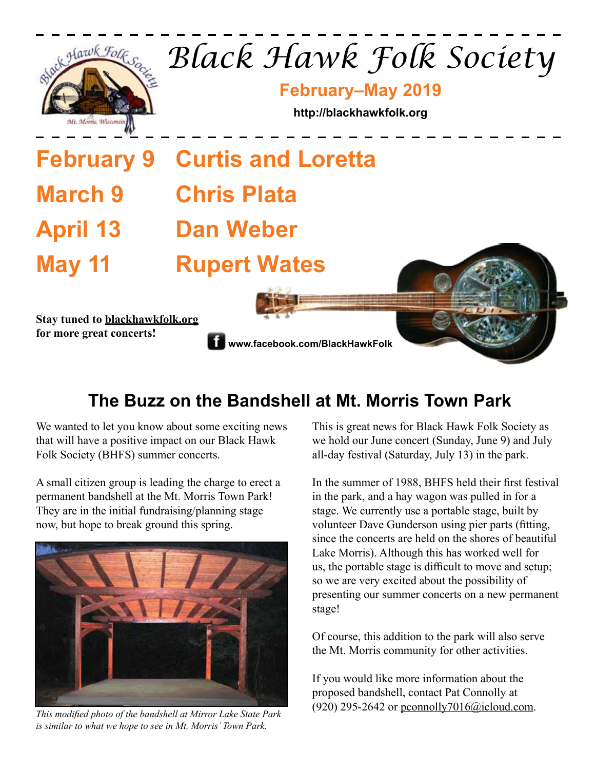# Black Hawk Folk Society

**February–May 2019**

**http://blackhawkfolk.org**

## February 9 Curtis and Loretta
## March 9 Chris Plata
## April 13 Dan Weber
## May 11 Rupert Wates

**Stay tuned to blackhawkfolk.org for more great concerts!**

**www.facebook.com/BlackHawkFolk**

## The Buzz on the Bandshell at Mt. Morris Town Park

We wanted to let you know about some exciting news that will have a positive impact on our Black Hawk Folk Society (BHFS) summer concerts.

A small citizen group is leading the charge to erect a permanent bandshell at the Mt. Morris Town Park! They are in the initial fundraising/planning stage now, but hope to break ground this spring.

*This modified photo of the bandshell at Mirror Lake State Park is similar to what we hope to see in Mt. Morris' Town Park.*

This is great news for Black Hawk Folk Society as we hold our June concert (Sunday, June 9) and July all-day festival (Saturday, July 13) in the park.

In the summer of 1988, BHFS held their first festival in the park, and a hay wagon was pulled in for a stage. We currently use a portable stage, built by volunteer Dave Gunderson using pier parts (fitting, since the concerts are held on the shores of beautiful Lake Morris). Although this has worked well for us, the portable stage is difficult to move and setup; so we are very excited about the possibility of presenting our summer concerts on a new permanent stage!

Of course, this addition to the park will also serve the Mt. Morris community for other activities.

If you would like more information about the proposed bandshell, contact Pat Connolly at (920) 295-2642 or pconnolly7016@icloud.com.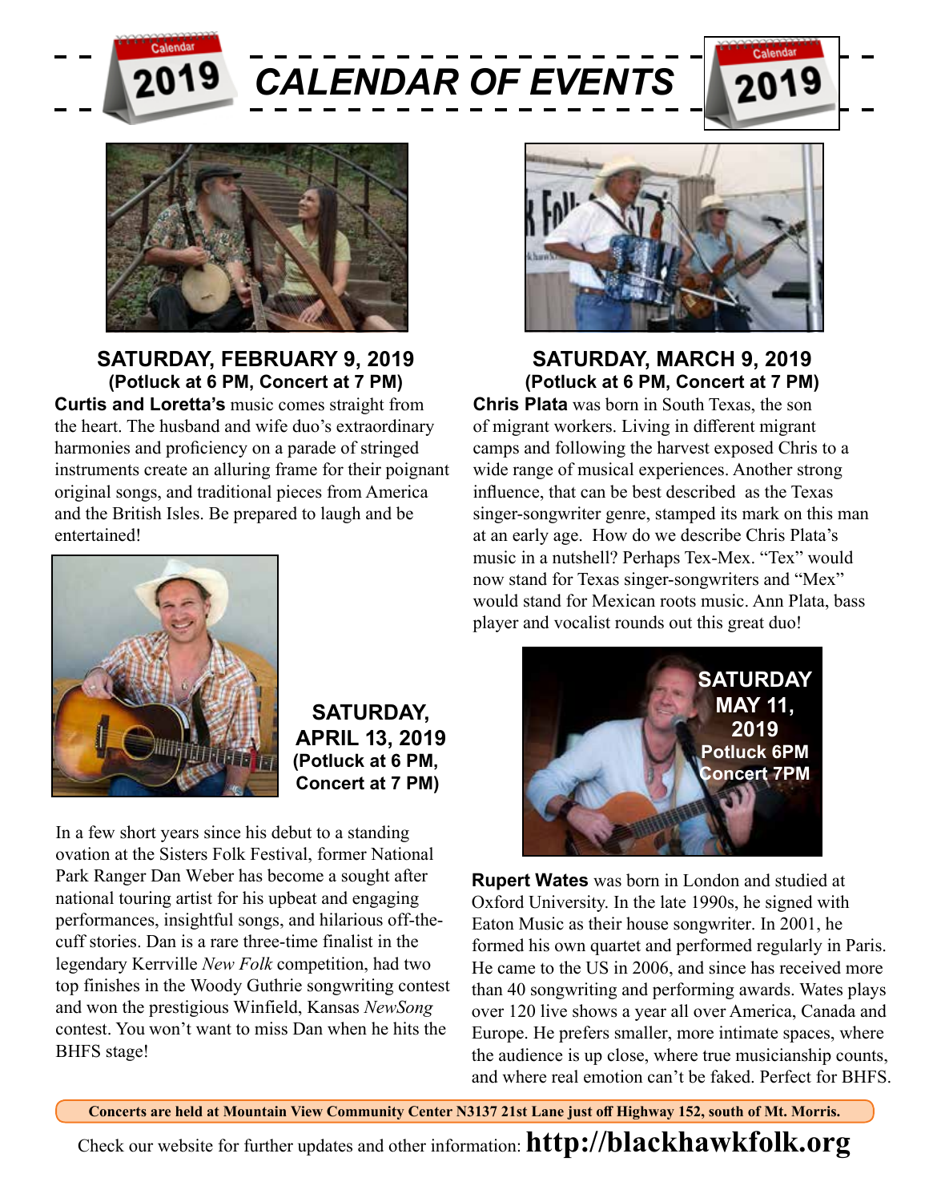# CALENDAR OF EVENTS

## SATURDAY, FEBRUARY 9, 2019

**(Potluck at 6 PM, Concert at 7 PM)**

**Curtis and Loretta's** music comes straight from the heart. The husband and wife duo's extraordinary harmonies and proficiency on a parade of stringed instruments create an alluring frame for their poignant original songs, and traditional pieces from America and the British Isles. Be prepared to laugh and be entertained!

## SATURDAY, MARCH 9, 2019

**(Potluck at 6 PM, Concert at 7 PM)**

**Chris Plata** was born in South Texas, the son of migrant workers. Living in different migrant camps and following the harvest exposed Chris to a wide range of musical experiences. Another strong influence, that can be best described as the Texas singer-songwriter genre, stamped its mark on this man at an early age. How do we describe Chris Plata's music in a nutshell? Perhaps Tex-Mex. "Tex" would now stand for Texas singer-songwriters and "Mex" would stand for Mexican roots music. Ann Plata, bass player and vocalist rounds out this great duo!

## SATURDAY, APRIL 13, 2019

**(Potluck at 6 PM, Concert at 7 PM)**

In a few short years since his debut to a standing ovation at the Sisters Folk Festival, former National Park Ranger Dan Weber has become a sought after national touring artist for his upbeat and engaging performances, insightful songs, and hilarious off-the-cuff stories. Dan is a rare three-time finalist in the legendary Kerrville *New Folk* competition, had two top finishes in the Woody Guthrie songwriting contest and won the prestigious Winfield, Kansas *NewSong* contest. You won't want to miss Dan when he hits the BHFS stage!

## SATURDAY MAY 11, 2019

**Potluck 6PM**
**Concert 7PM**

**Rupert Wates** was born in London and studied at Oxford University. In the late 1990s, he signed with Eaton Music as their house songwriter. In 2001, he formed his own quartet and performed regularly in Paris. He came to the US in 2006, and since has received more than 40 songwriting and performing awards. Wates plays over 120 live shows a year all over America, Canada and Europe. He prefers smaller, more intimate spaces, where the audience is up close, where true musicianship counts, and where real emotion can't be faked. Perfect for BHFS.

**Concerts are held at Mountain View Community Center N3137 21st Lane just off Highway 152, south of Mt. Morris.**

Check our website for further updates and other information: **http://blackhawkfolk.org**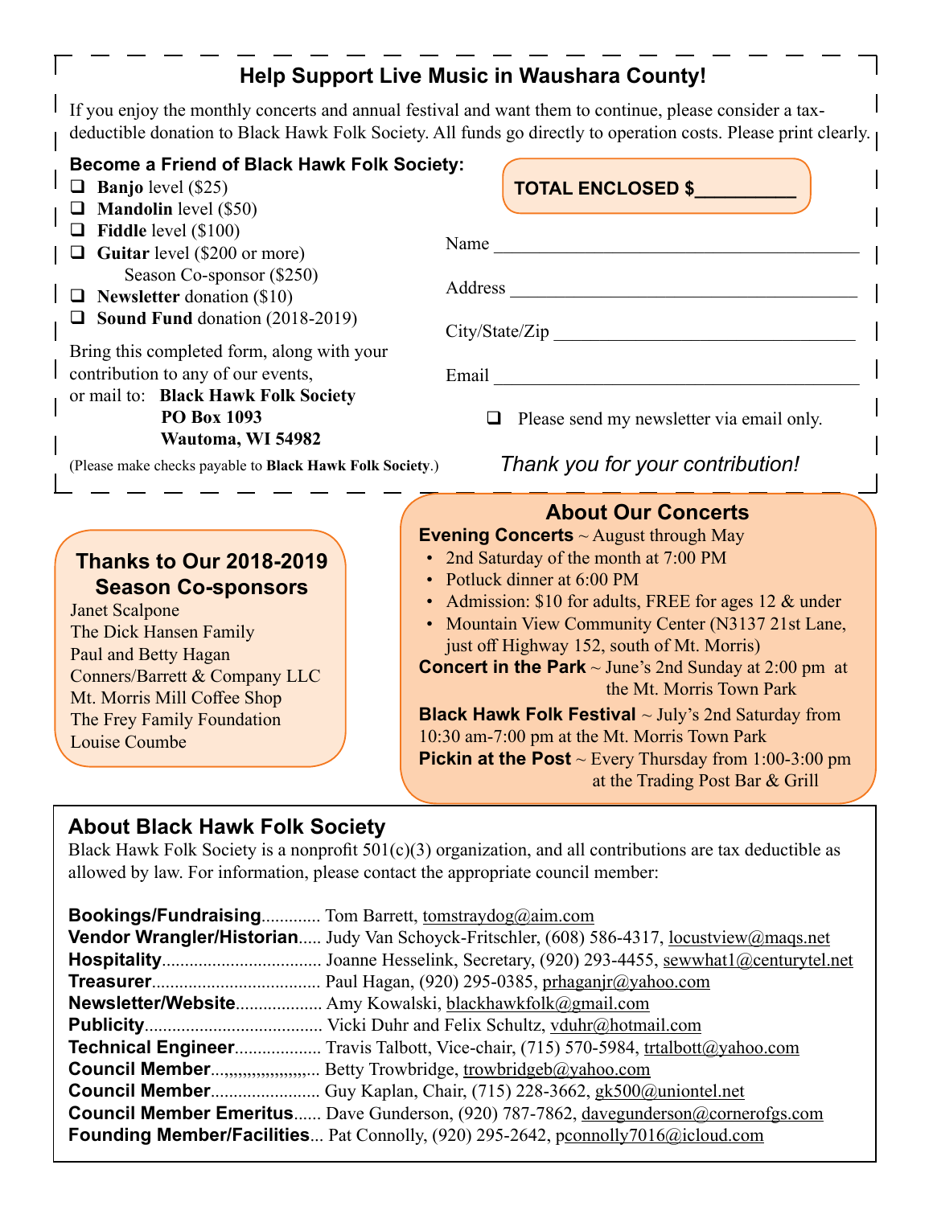## Help Support Live Music in Waushara County!

If you enjoy the monthly concerts and annual festival and want them to continue, please consider a tax-deductible donation to Black Hawk Folk Society. All funds go directly to operation costs. Please print clearly.

**Become a Friend of Black Hawk Folk Society:**

- ❑ **Banjo** level ($25)
- ❑ **Mandolin** level ($50)
- ❑ **Fiddle** level ($100)
- ❑ **Guitar** level ($200 or more)
  Season Co-sponsor ($250)
- ❑ **Newsletter** donation ($10)
- ❑ **Sound Fund** donation (2018-2019)

Bring this completed form, along with your contribution to any of our events,
or mail to: **Black Hawk Folk Society**
**PO Box 1093**
**Wautoma, WI 54982**

(Please make checks payable to **Black Hawk Folk Society**.)

**TOTAL ENCLOSED $__________**

Name ________________________________________

Address ________________________________________

City/State/Zip ________________________________________

Email ________________________________________

❑ Please send my newsletter via email only.

*Thank you for your contribution!*

### Thanks to Our 2018-2019 Season Co-sponsors

Janet Scalpone
The Dick Hansen Family
Paul and Betty Hagan
Conners/Barrett & Company LLC
Mt. Morris Mill Coffee Shop
The Frey Family Foundation
Louise Coumbe

### About Our Concerts

**Evening Concerts** ~ August through May

- 2nd Saturday of the month at 7:00 PM
- Potluck dinner at 6:00 PM
- Admission: $10 for adults, FREE for ages 12 & under
- Mountain View Community Center (N3137 21st Lane, just off Highway 152, south of Mt. Morris)

**Concert in the Park** ~ June's 2nd Sunday at 2:00 pm at the Mt. Morris Town Park

**Black Hawk Folk Festival** ~ July's 2nd Saturday from 10:30 am-7:00 pm at the Mt. Morris Town Park

**Pickin at the Post** ~ Every Thursday from 1:00-3:00 pm at the Trading Post Bar & Grill

### About Black Hawk Folk Society

Black Hawk Folk Society is a nonprofit 501(c)(3) organization, and all contributions are tax deductible as allowed by law. For information, please contact the appropriate council member:

**Bookings/Fundraising**............. Tom Barrett, tomstraydog@aim.com
**Vendor Wrangler/Historian**..... Judy Van Schoyck-Fritschler, (608) 586-4317, locustview@maqs.net
**Hospitality**................................... Joanne Hesselink, Secretary, (920) 293-4455, sewwhat1@centurytel.net
**Treasurer**..................................... Paul Hagan, (920) 295-0385, prhaganjr@yahoo.com
**Newsletter/Website**................... Amy Kowalski, blackhawkfolk@gmail.com
**Publicity**....................................... Vicki Duhr and Felix Schultz, vduhr@hotmail.com
**Technical Engineer**................... Travis Talbott, Vice-chair, (715) 570-5984, trtalbott@yahoo.com
**Council Member**,,,,,,,,,,,,,,,,,,,,,,. Betty Trowbridge, trowbridgeb@yahoo.com
**Council Member**........................ Guy Kaplan, Chair, (715) 228-3662, gk500@uniontel.net
**Council Member Emeritus**...... Dave Gunderson, (920) 787-7862, davegunderson@cornerofgs.com
**Founding Member/Facilities**... Pat Connolly, (920) 295-2642, pconnolly7016@icloud.com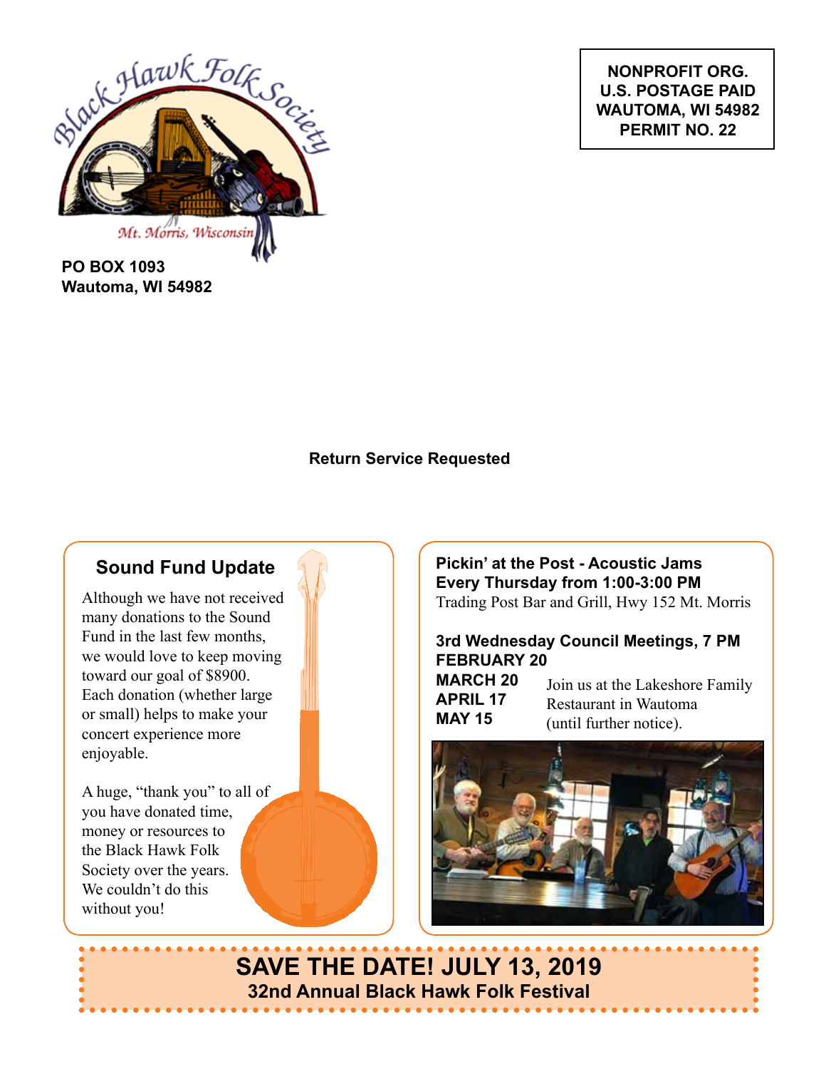Black Hawk Folk Society
Mt. Morris, Wisconsin

**PO BOX 1093**
**Wautoma, WI 54982**

**NONPROFIT ORG.**
**U.S. POSTAGE PAID**
**WAUTOMA, WI 54982**
**PERMIT NO. 22**

**Return Service Requested**

## Sound Fund Update

Although we have not received many donations to the Sound Fund in the last few months, we would love to keep moving toward our goal of $8900. Each donation (whether large or small) helps to make your concert experience more enjoyable.

A huge, "thank you" to all of you have donated time, money or resources to the Black Hawk Folk Society over the years. We couldn't do this without you!

**Pickin' at the Post - Acoustic Jams**
**Every Thursday from 1:00-3:00 PM**
Trading Post Bar and Grill, Hwy 152 Mt. Morris

**3rd Wednesday Council Meetings, 7 PM**
**FEBRUARY 20**
**MARCH 20**
**APRIL 17**
**MAY 15**

Join us at the Lakeshore Family Restaurant in Wautoma (until further notice).

# SAVE THE DATE! JULY 13, 2019

**32nd Annual Black Hawk Folk Festival**